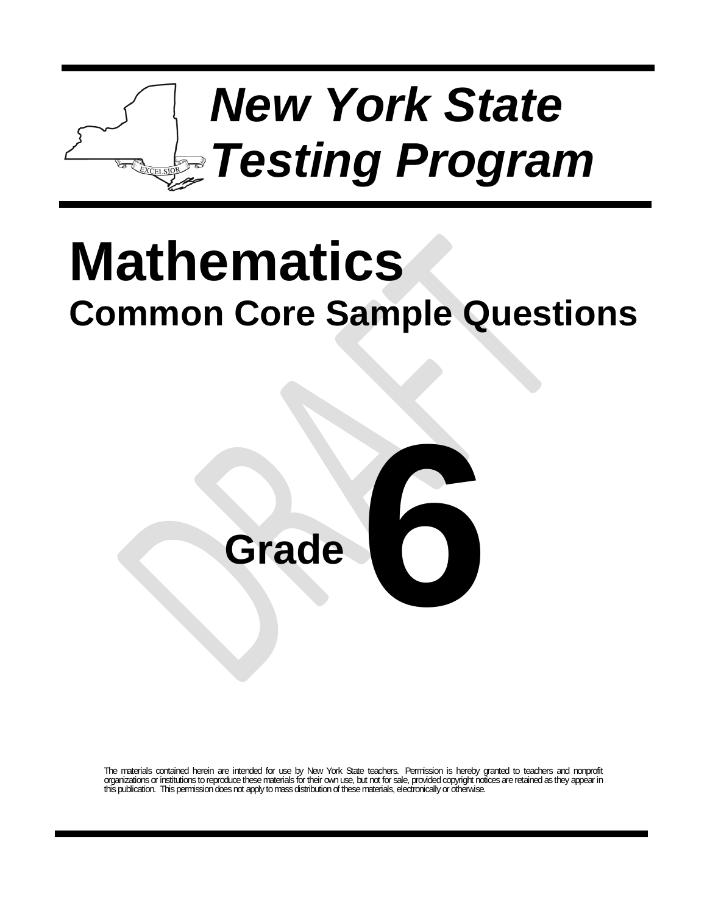# *New York State Testing Program*

# Mathematics

## Common Core Sample Questions

## Grade 6

The materials contained herein are intended for use by New York State teachers. Permission is hereby granted to teachers and nonprofit organizations or institutions to reproduce these materials for their own use, but not for sale, provided copyright notices are retained as they appear in this publication. This permission does not apply to mass distribution of these materials, electronically or otherwise.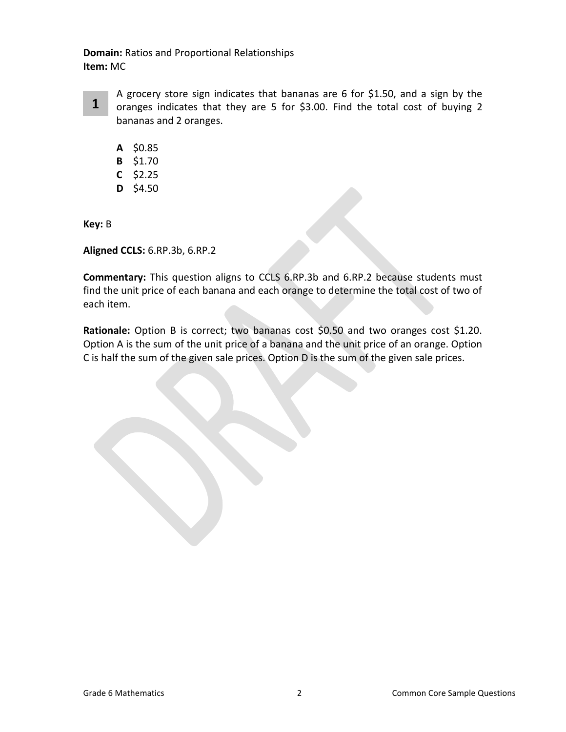**Domain:** Ratios and Proportional Relationships
**Item:** MC

**1** A grocery store sign indicates that bananas are 6 for $1.50, and a sign by the oranges indicates that they are 5 for $3.00. Find the total cost of buying 2 bananas and 2 oranges.

- **A** $0.85
- **B** $1.70
- **C** $2.25
- **D** $4.50

**Key:** B

**Aligned CCLS:** 6.RP.3b, 6.RP.2

**Commentary:** This question aligns to CCLS 6.RP.3b and 6.RP.2 because students must find the unit price of each banana and each orange to determine the total cost of two of each item.

**Rationale:** Option B is correct; two bananas cost $0.50 and two oranges cost $1.20. Option A is the sum of the unit price of a banana and the unit price of an orange. Option C is half the sum of the given sale prices. Option D is the sum of the given sale prices.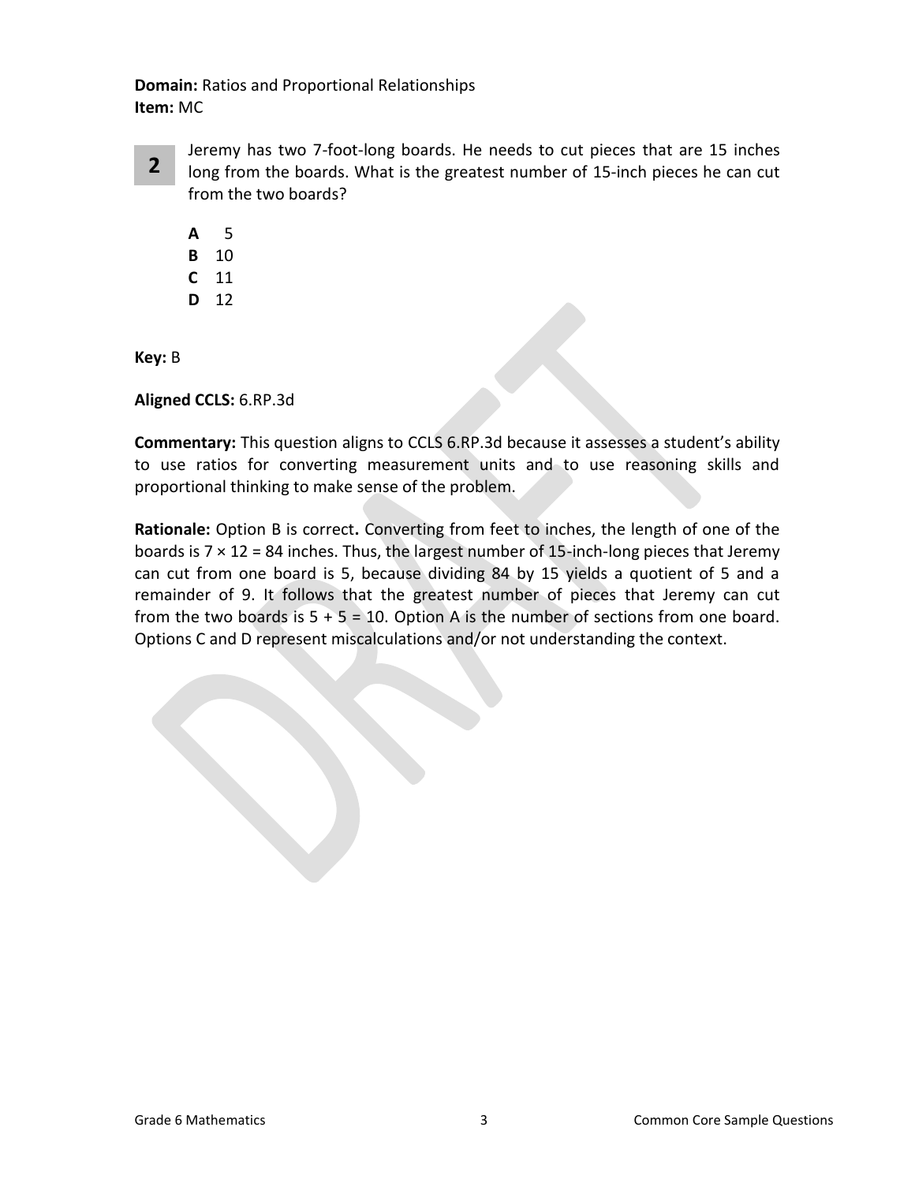**Domain:** Ratios and Proportional Relationships
**Item:** MC

**2** Jeremy has two 7-foot-long boards. He needs to cut pieces that are 15 inches long from the boards. What is the greatest number of 15-inch pieces he can cut from the two boards?

**A** 5
**B** 10
**C** 11
**D** 12

**Key:** B

**Aligned CCLS:** 6.RP.3d

**Commentary:** This question aligns to CCLS 6.RP.3d because it assesses a student's ability to use ratios for converting measurement units and to use reasoning skills and proportional thinking to make sense of the problem.

**Rationale:** Option B is correct**.** Converting from feet to inches, the length of one of the boards is $7 \times 12 = 84$ inches. Thus, the largest number of 15-inch-long pieces that Jeremy can cut from one board is 5, because dividing 84 by 15 yields a quotient of 5 and a remainder of 9. It follows that the greatest number of pieces that Jeremy can cut from the two boards is $5 + 5 = 10$. Option A is the number of sections from one board. Options C and D represent miscalculations and/or not understanding the context.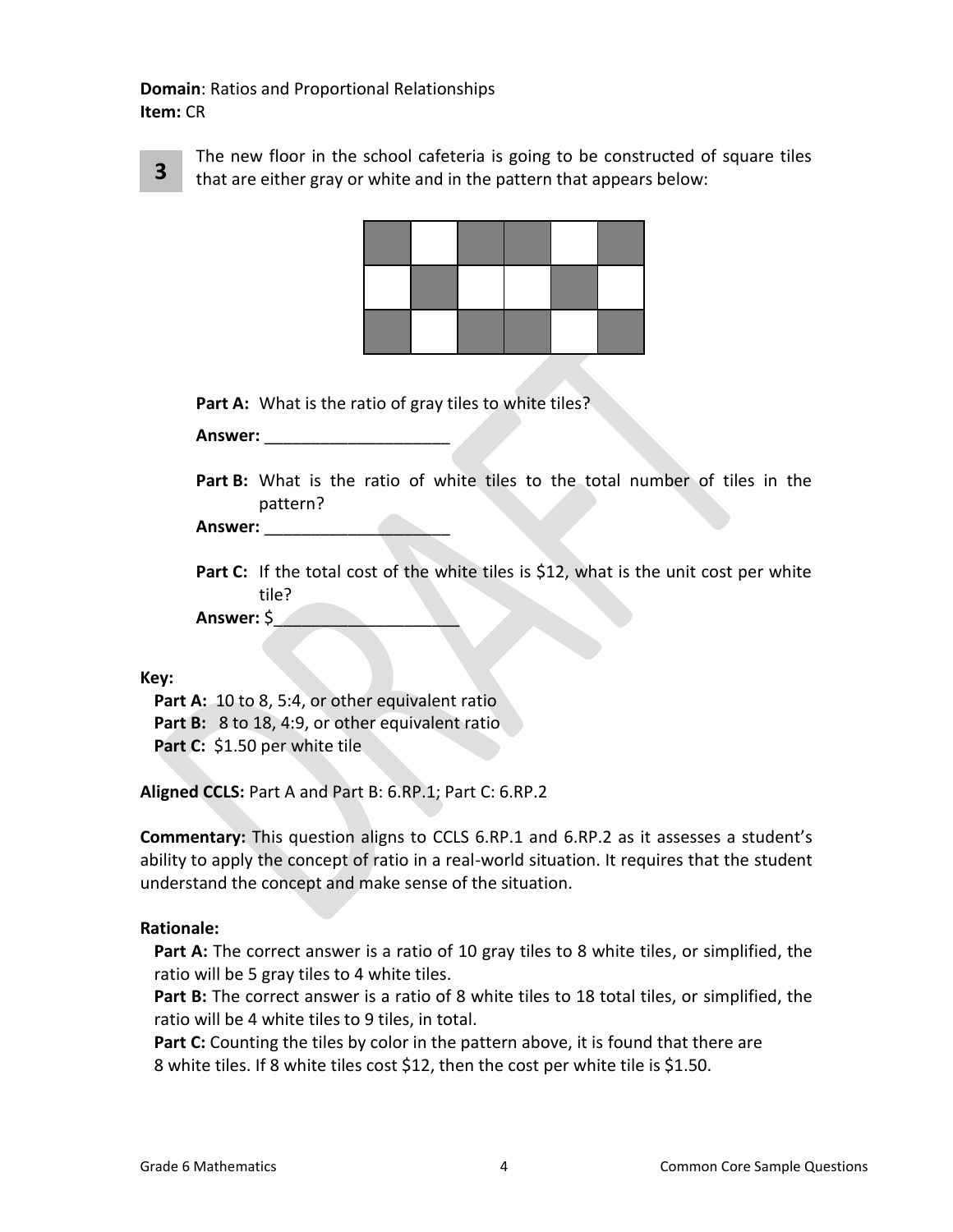**Domain**: Ratios and Proportional Relationships
**Item:** CR

**3** The new floor in the school cafeteria is going to be constructed of square tiles that are either gray or white and in the pattern that appears below:

| Gray | White | Gray | Gray | White | Gray |
|---|---|---|---|---|---|
| White | Gray | White | White | Gray | White |
| Gray | White | Gray | Gray | White | Gray |

**Part A:** What is the ratio of gray tiles to white tiles?

**Answer:** ____________________

**Part B:** What is the ratio of white tiles to the total number of tiles in the pattern?

**Answer:** ____________________

**Part C:** If the total cost of the white tiles is $12, what is the unit cost per white tile?

**Answer:** $____________________

**Key:**

**Part A:** 10 to 8, 5:4, or other equivalent ratio
**Part B:** 8 to 18, 4:9, or other equivalent ratio
**Part C:** $1.50 per white tile

**Aligned CCLS:** Part A and Part B: 6.RP.1; Part C: 6.RP.2

**Commentary:** This question aligns to CCLS 6.RP.1 and 6.RP.2 as it assesses a student's ability to apply the concept of ratio in a real-world situation. It requires that the student understand the concept and make sense of the situation.

**Rationale:**

**Part A:** The correct answer is a ratio of 10 gray tiles to 8 white tiles, or simplified, the ratio will be 5 gray tiles to 4 white tiles.
**Part B:** The correct answer is a ratio of 8 white tiles to 18 total tiles, or simplified, the ratio will be 4 white tiles to 9 tiles, in total.
**Part C:** Counting the tiles by color in the pattern above, it is found that there are 8 white tiles. If 8 white tiles cost $12, then the cost per white tile is $1.50.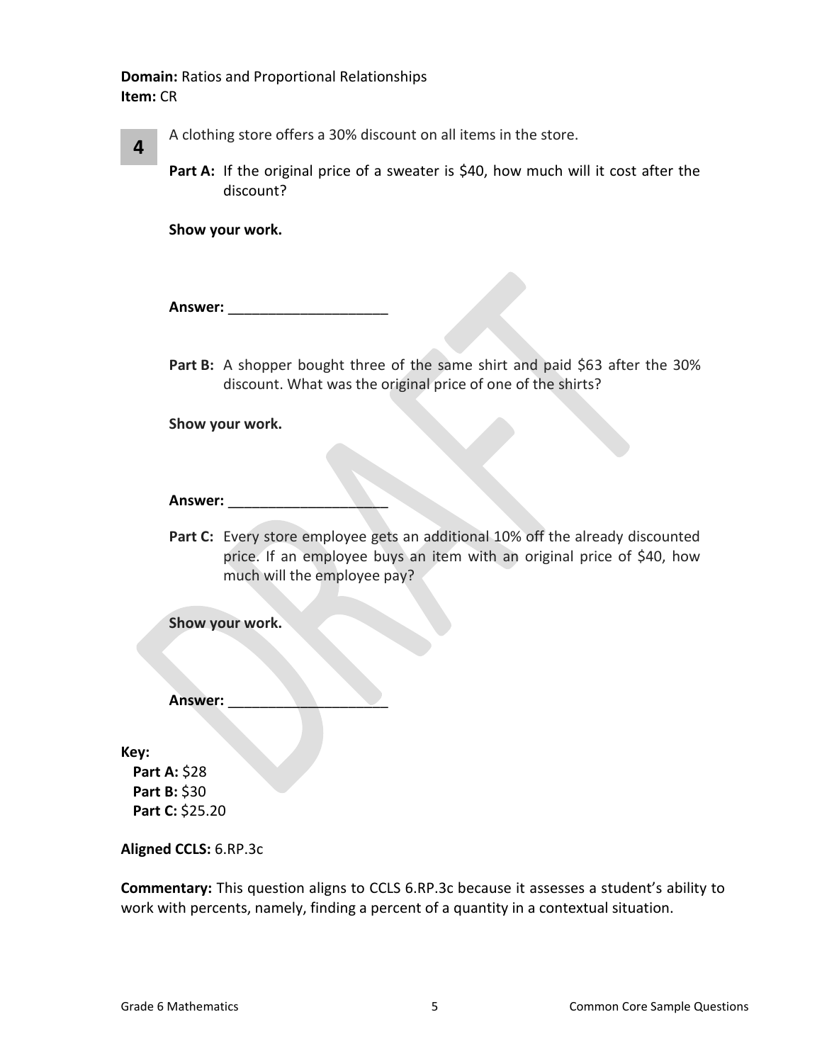**Domain:** Ratios and Proportional Relationships
**Item:** CR

**4**

A clothing store offers a 30% discount on all items in the store.

**Part A:** If the original price of a sweater is $40, how much will it cost after the discount?

**Show your work.**

**Answer:** ____________________

**Part B:** A shopper bought three of the same shirt and paid $63 after the 30% discount. What was the original price of one of the shirts?

**Show your work.**

**Answer:** ____________________

**Part C:** Every store employee gets an additional 10% off the already discounted price. If an employee buys an item with an original price of $40, how much will the employee pay?

**Show your work.**

**Answer:** ____________________

**Key:**

- **Part A:** $28
- **Part B:** $30
- **Part C:** $25.20

**Aligned CCLS:** 6.RP.3c

**Commentary:** This question aligns to CCLS 6.RP.3c because it assesses a student's ability to work with percents, namely, finding a percent of a quantity in a contextual situation.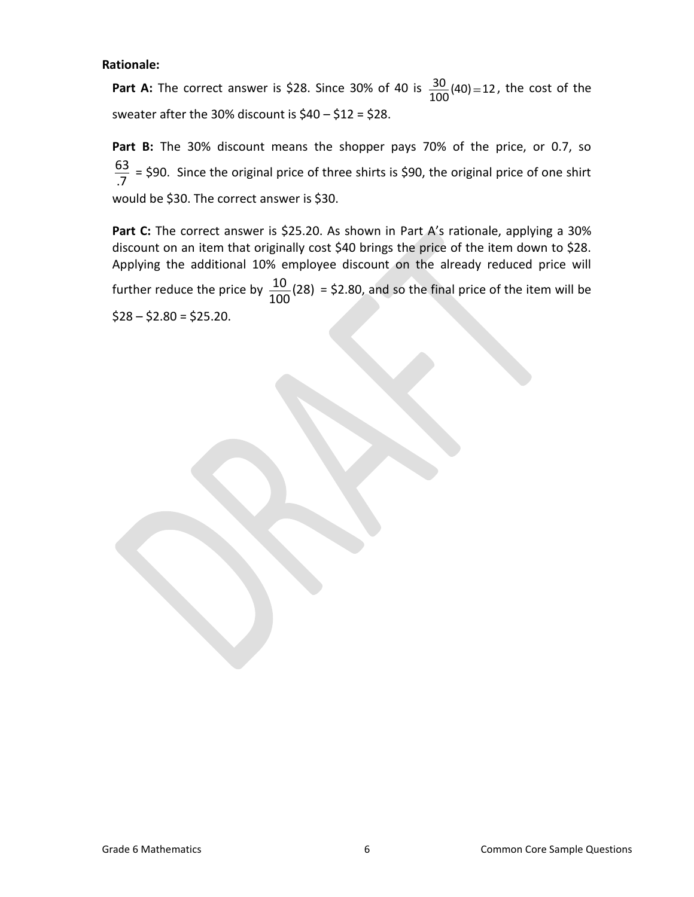**Rationale:**

**Part A:** The correct answer is \$28. Since 30% of 40 is $\frac{30}{100}(40) = 12$, the cost of the sweater after the 30% discount is \$40 – \$12 = \$28.

**Part B:** The 30% discount means the shopper pays 70% of the price, or 0.7, so $\frac{63}{.7}$ = \$90. Since the original price of three shirts is \$90, the original price of one shirt would be \$30. The correct answer is \$30.

**Part C:** The correct answer is \$25.20. As shown in Part A's rationale, applying a 30% discount on an item that originally cost \$40 brings the price of the item down to \$28. Applying the additional 10% employee discount on the already reduced price will further reduce the price by $\frac{10}{100}(28)$ = \$2.80, and so the final price of the item will be \$28 – \$2.80 = \$25.20.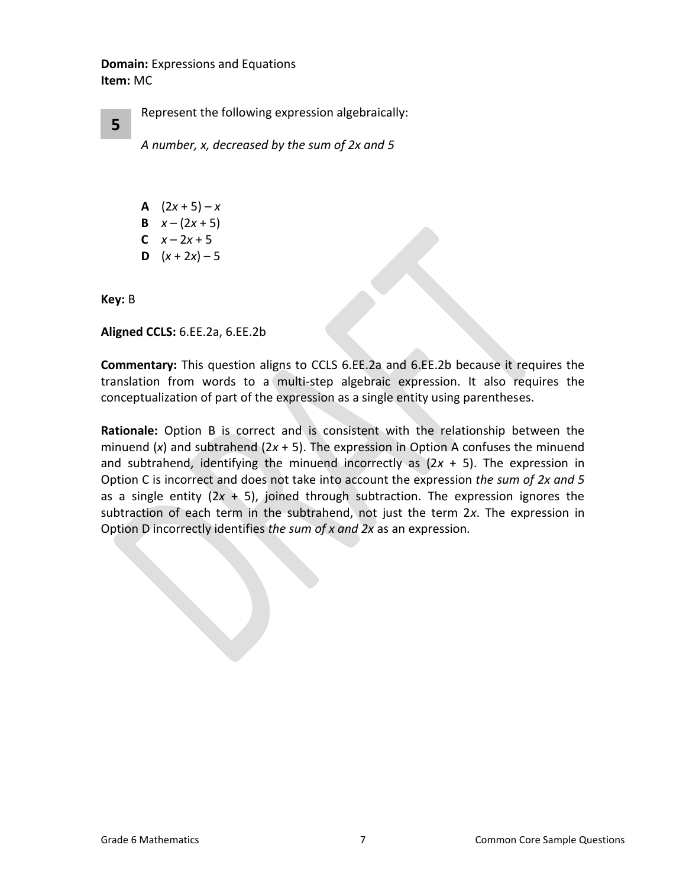**Domain:** Expressions and Equations
**Item:** MC

**5** Represent the following expression algebraically:

*A number, x, decreased by the sum of 2x and 5*

**A** $(2x + 5) - x$
**B** $x - (2x + 5)$
**C** $x - 2x + 5$
**D** $(x + 2x) - 5$

**Key:** B

**Aligned CCLS:** 6.EE.2a, 6.EE.2b

**Commentary:** This question aligns to CCLS 6.EE.2a and 6.EE.2b because it requires the translation from words to a multi-step algebraic expression. It also requires the conceptualization of part of the expression as a single entity using parentheses.

**Rationale:** Option B is correct and is consistent with the relationship between the minuend ($x$) and subtrahend ($2x + 5$). The expression in Option A confuses the minuend and subtrahend, identifying the minuend incorrectly as ($2x + 5$). The expression in Option C is incorrect and does not take into account the expression *the sum of 2x and 5* as a single entity ($2x + 5$), joined through subtraction. The expression ignores the subtraction of each term in the subtrahend, not just the term $2x$. The expression in Option D incorrectly identifies *the sum of x and 2x* as an expression.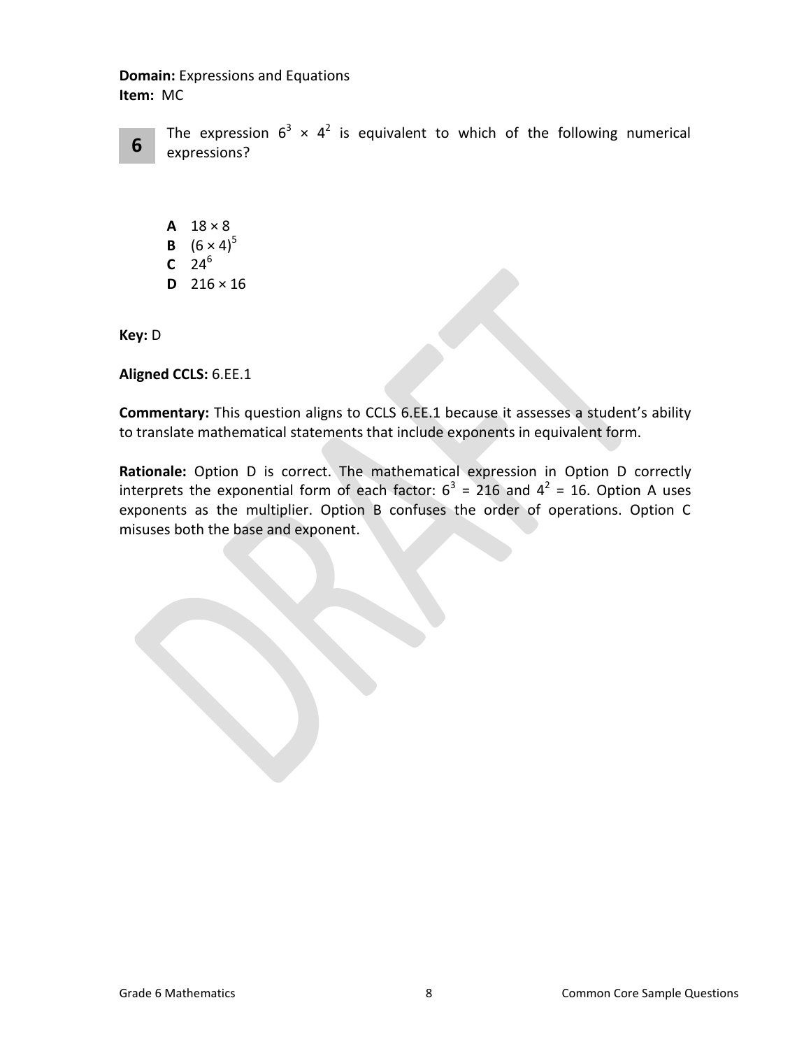**Domain:** Expressions and Equations
**Item:** MC

**6** The expression $6^3 \times 4^2$ is equivalent to which of the following numerical expressions?

**A** $18 \times 8$
**B** $(6 \times 4)^5$
**C** $24^6$
**D** $216 \times 16$

**Key:** D

**Aligned CCLS:** 6.EE.1

**Commentary:** This question aligns to CCLS 6.EE.1 because it assesses a student's ability to translate mathematical statements that include exponents in equivalent form.

**Rationale:** Option D is correct. The mathematical expression in Option D correctly interprets the exponential form of each factor: $6^3 = 216$ and $4^2 = 16$. Option A uses exponents as the multiplier. Option B confuses the order of operations. Option C misuses both the base and exponent.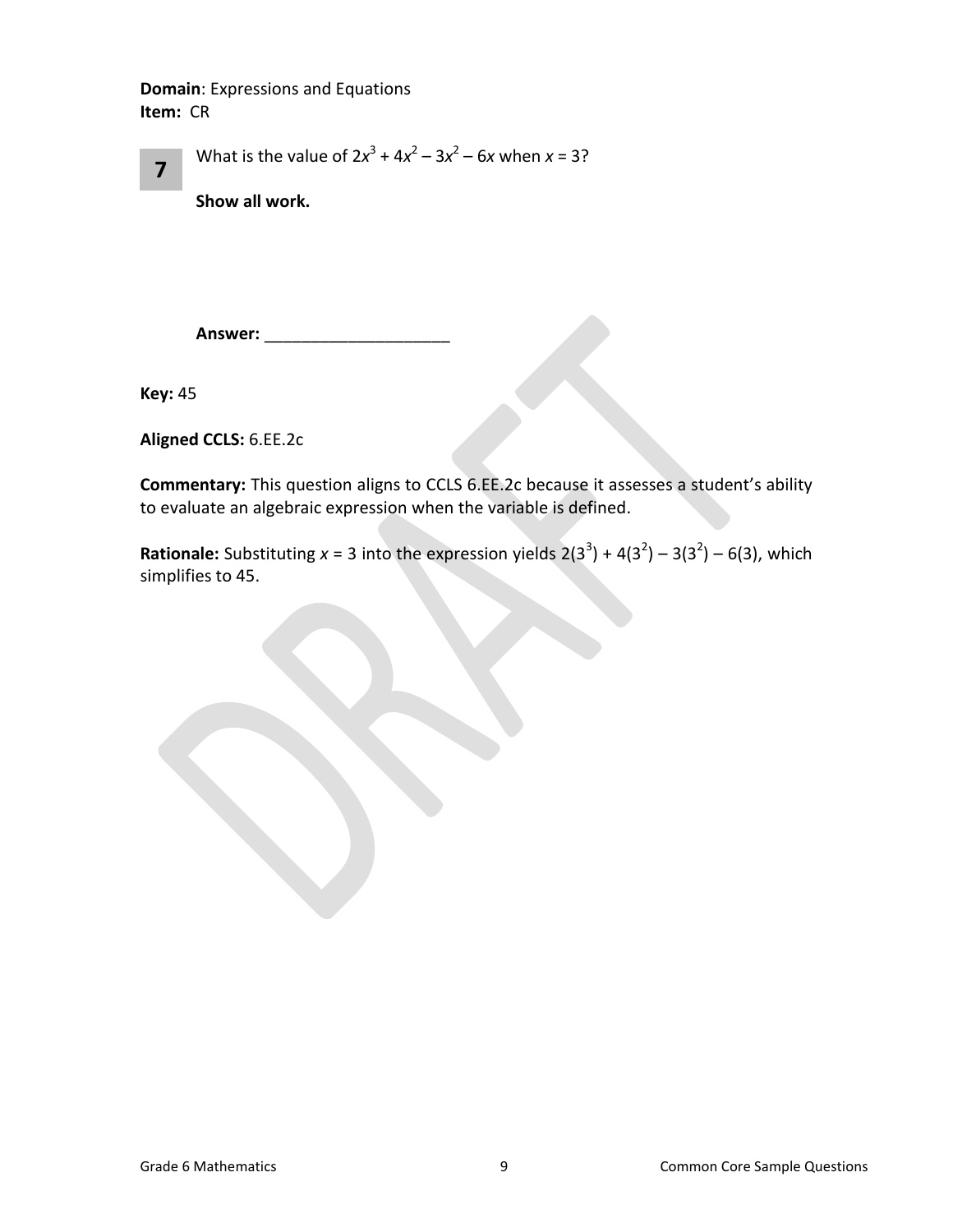**Domain**: Expressions and Equations
**Item:** CR

**7** What is the value of $2x^3 + 4x^2 – 3x^2 – 6x$ when $x = 3$?

**Show all work.**

**Answer:** ____________________

**Key:** 45

**Aligned CCLS:** 6.EE.2c

**Commentary:** This question aligns to CCLS 6.EE.2c because it assesses a student's ability to evaluate an algebraic expression when the variable is defined.

**Rationale:** Substituting $x = 3$ into the expression yields $2(3^3) + 4(3^2) – 3(3^2) – 6(3)$, which simplifies to 45.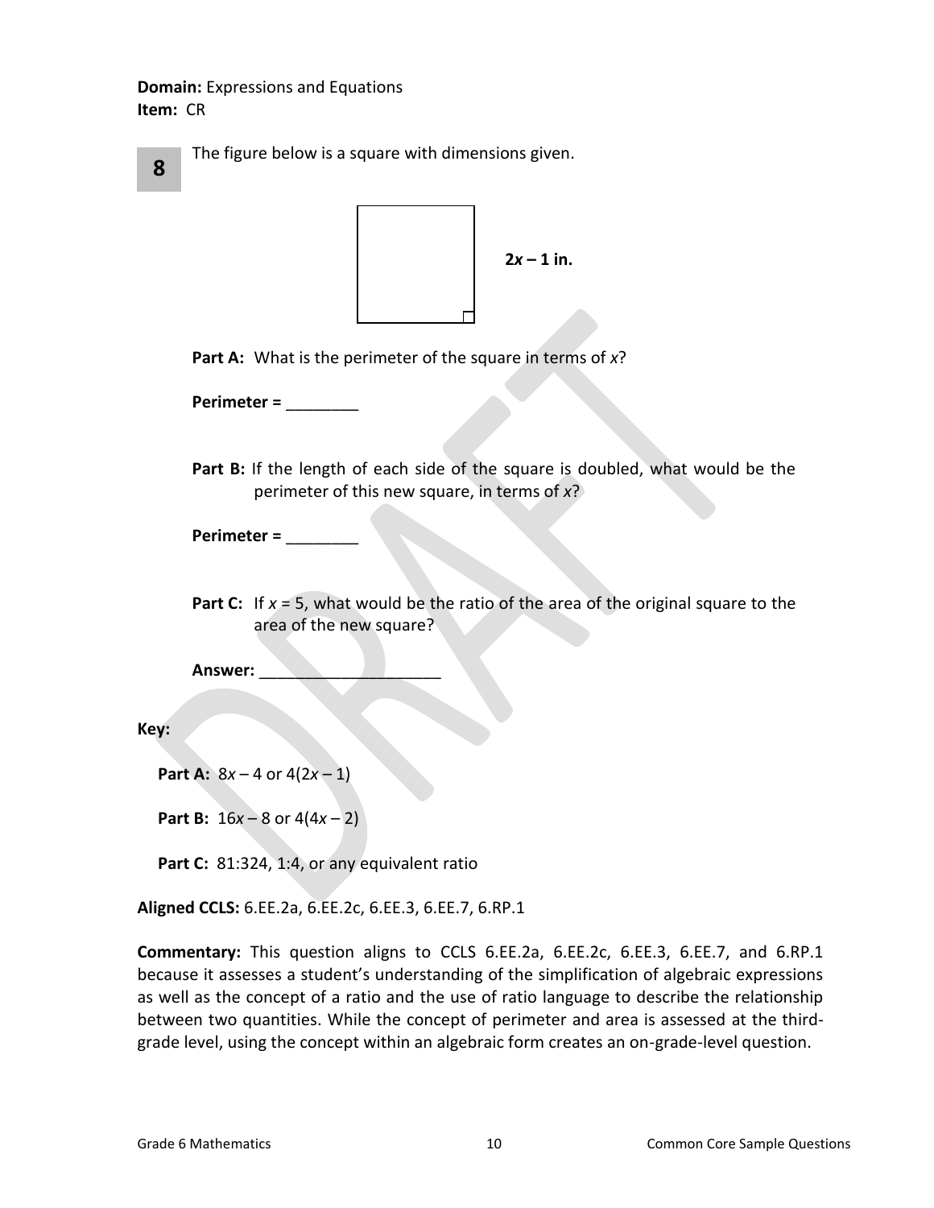**Domain:** Expressions and Equations
**Item:** CR

**8** The figure below is a square with dimensions given.

**$2x - 1$ in.**

**Part A:** What is the perimeter of the square in terms of $x$?

**Perimeter =** ________

**Part B:** If the length of each side of the square is doubled, what would be the perimeter of this new square, in terms of $x$?

**Perimeter =** ________

**Part C:** If $x = 5$, what would be the ratio of the area of the original square to the area of the new square?

**Answer:** ____________________

**Key:**

**Part A:** $8x - 4$ or $4(2x - 1)$

**Part B:** $16x - 8$ or $4(4x - 2)$

**Part C:** 81:324, 1:4, or any equivalent ratio

**Aligned CCLS:** 6.EE.2a, 6.EE.2c, 6.EE.3, 6.EE.7, 6.RP.1

**Commentary:** This question aligns to CCLS 6.EE.2a, 6.EE.2c, 6.EE.3, 6.EE.7, and 6.RP.1 because it assesses a student's understanding of the simplification of algebraic expressions as well as the concept of a ratio and the use of ratio language to describe the relationship between two quantities. While the concept of perimeter and area is assessed at the third-grade level, using the concept within an algebraic form creates an on-grade-level question.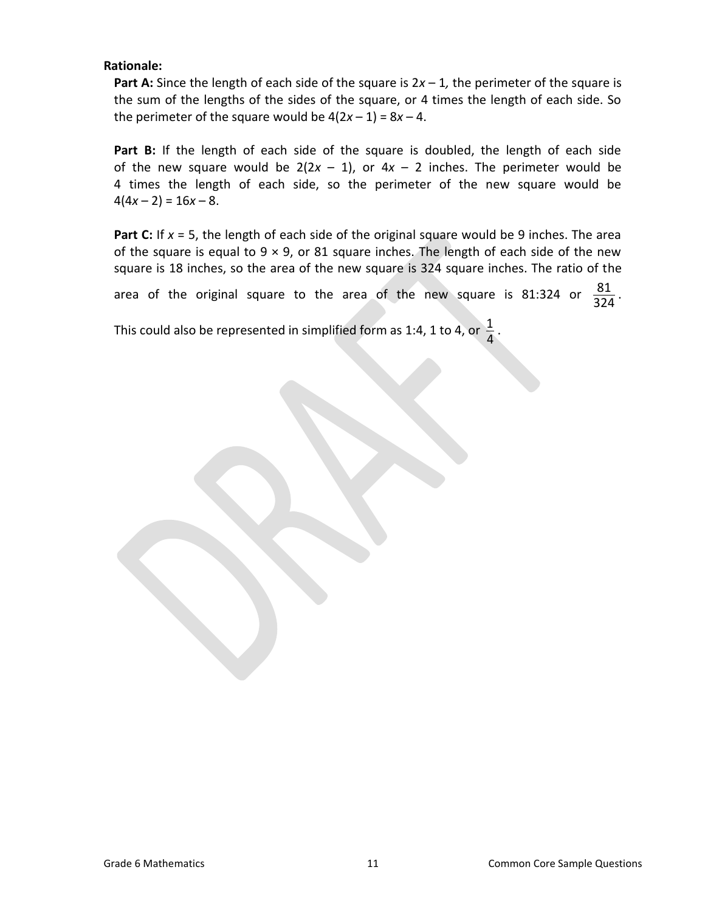**Rationale:**

**Part A:** Since the length of each side of the square is $2x - 1$*,* the perimeter of the square is the sum of the lengths of the sides of the square, or 4 times the length of each side. So the perimeter of the square would be $4(2x - 1) = 8x - 4$.

**Part B:** If the length of each side of the square is doubled, the length of each side of the new square would be $2(2x - 1)$, or $4x - 2$ inches. The perimeter would be 4 times the length of each side, so the perimeter of the new square would be $4(4x - 2) = 16x - 8$.

**Part C:** If $x = 5$, the length of each side of the original square would be 9 inches. The area of the square is equal to $9 \times 9$, or 81 square inches. The length of each side of the new square is 18 inches, so the area of the new square is 324 square inches. The ratio of the area of the original square to the area of the new square is 81:324 or $\frac{81}{324}$.

This could also be represented in simplified form as 1:4, 1 to 4, or $\frac{1}{4}$.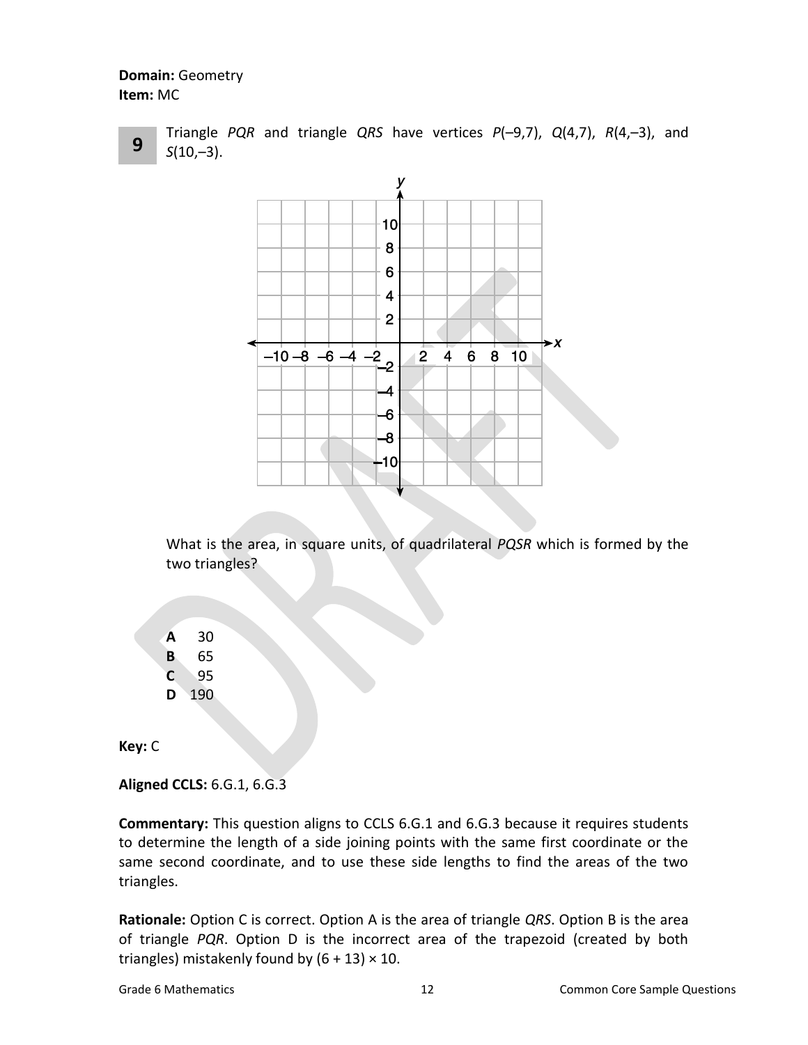**Domain:** Geometry
**Item:** MC

**9** Triangle *PQR* and triangle *QRS* have vertices *P*(–9,7), *Q*(4,7), *R*(4,–3), and *S*(10,–3).

What is the area, in square units, of quadrilateral *PQSR* which is formed by the two triangles?

- **A** 30
- **B** 65
- **C** 95
- **D** 190

**Key:** C

**Aligned CCLS:** 6.G.1, 6.G.3

**Commentary:** This question aligns to CCLS 6.G.1 and 6.G.3 because it requires students to determine the length of a side joining points with the same first coordinate or the same second coordinate, and to use these side lengths to find the areas of the two triangles.

**Rationale:** Option C is correct. Option A is the area of triangle *QRS*. Option B is the area of triangle *PQR*. Option D is the incorrect area of the trapezoid (created by both triangles) mistakenly found by $(6 + 13) \times 10$.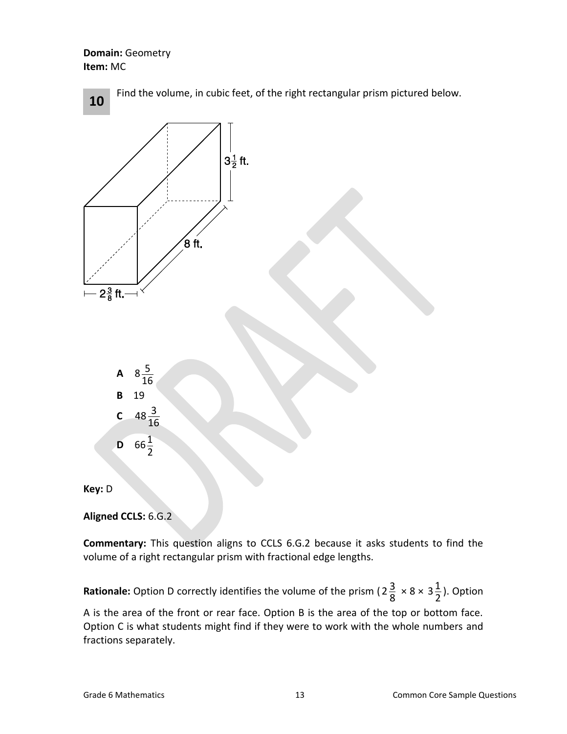**Domain:** Geometry
**Item:** MC

**10** Find the volume, in cubic feet, of the right rectangular prism pictured below.

$3\frac{1}{2}$ ft.

8 ft.

$2\frac{3}{8}$ ft.

**A** $8\frac{5}{16}$

**B** 19

**C** $48\frac{3}{16}$

**D** $66\frac{1}{2}$

**Key:** D

**Aligned CCLS:** 6.G.2

**Commentary:** This question aligns to CCLS 6.G.2 because it asks students to find the volume of a right rectangular prism with fractional edge lengths.

**Rationale:** Option D correctly identifies the volume of the prism ($2\frac{3}{8} \times 8 \times 3\frac{1}{2}$). Option A is the area of the front or rear face. Option B is the area of the top or bottom face. Option C is what students might find if they were to work with the whole numbers and fractions separately.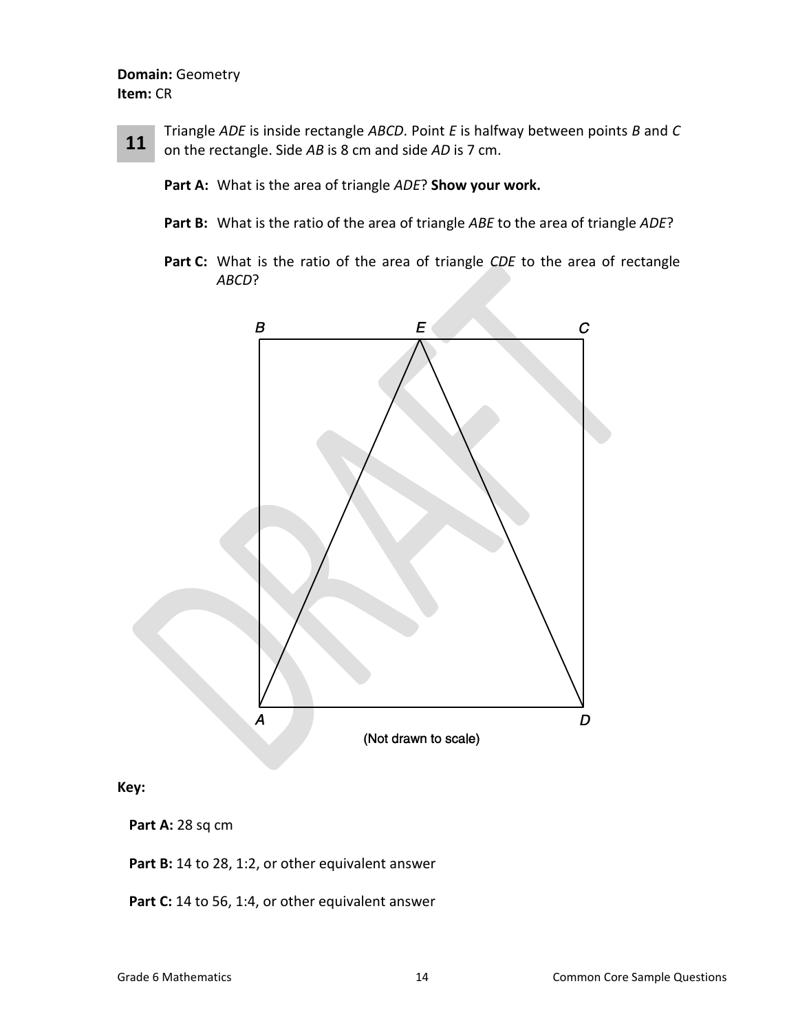**Domain:** Geometry
**Item:** CR

**11** Triangle *ADE* is inside rectangle *ABCD*. Point *E* is halfway between points *B* and *C* on the rectangle. Side *AB* is 8 cm and side *AD* is 7 cm.

**Part A:** What is the area of triangle *ADE*? **Show your work.**

**Part B:** What is the ratio of the area of triangle *ABE* to the area of triangle *ADE*?

**Part C:** What is the ratio of the area of triangle *CDE* to the area of rectangle *ABCD*?

(Not drawn to scale)

**Key:**

**Part A:** 28 sq cm

**Part B:** 14 to 28, 1:2, or other equivalent answer

**Part C:** 14 to 56, 1:4, or other equivalent answer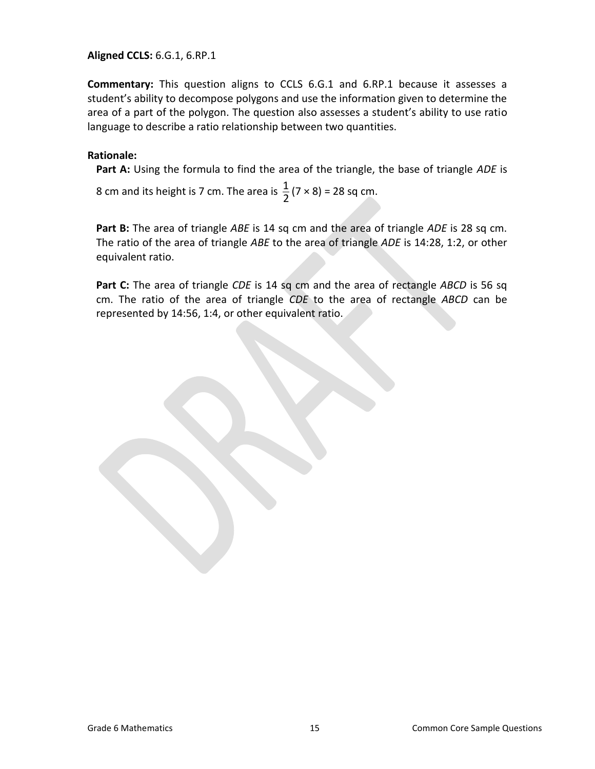**Aligned CCLS:** 6.G.1, 6.RP.1

**Commentary:** This question aligns to CCLS 6.G.1 and 6.RP.1 because it assesses a student's ability to decompose polygons and use the information given to determine the area of a part of the polygon. The question also assesses a student's ability to use ratio language to describe a ratio relationship between two quantities.

**Rationale:**

**Part A:** Using the formula to find the area of the triangle, the base of triangle *ADE* is 8 cm and its height is 7 cm. The area is $\frac{1}{2}(7 \times 8) = 28$ sq cm.

**Part B:** The area of triangle *ABE* is 14 sq cm and the area of triangle *ADE* is 28 sq cm. The ratio of the area of triangle *ABE* to the area of triangle *ADE* is 14:28, 1:2, or other equivalent ratio.

**Part C:** The area of triangle *CDE* is 14 sq cm and the area of rectangle *ABCD* is 56 sq cm. The ratio of the area of triangle *CDE* to the area of rectangle *ABCD* can be represented by 14:56, 1:4, or other equivalent ratio.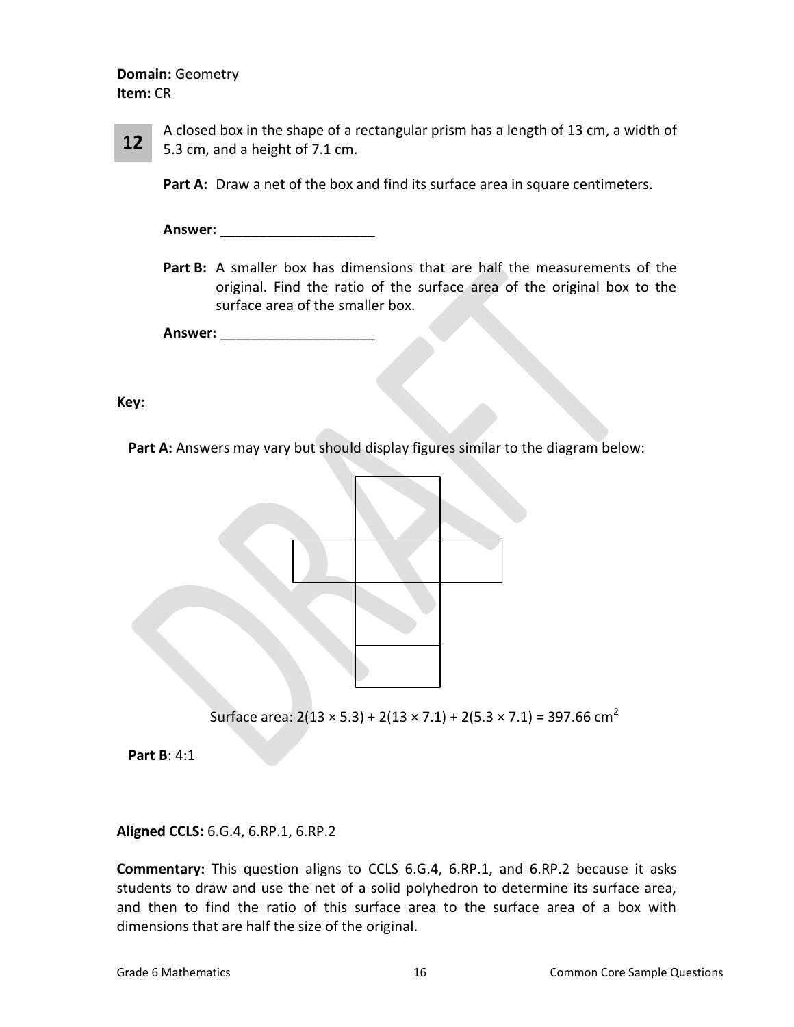**Domain:** Geometry
**Item:** CR

**12** A closed box in the shape of a rectangular prism has a length of 13 cm, a width of 5.3 cm, and a height of 7.1 cm.

**Part A:** Draw a net of the box and find its surface area in square centimeters.

**Answer:** ____________________

**Part B:** A smaller box has dimensions that are half the measurements of the original. Find the ratio of the surface area of the original box to the surface area of the smaller box.

**Answer:** ____________________

**Key:**

**Part A:** Answers may vary but should display figures similar to the diagram below:

Surface area: $2(13 \times 5.3) + 2(13 \times 7.1) + 2(5.3 \times 7.1) = 397.66 \text{ cm}^2$

**Part B**: 4:1

**Aligned CCLS:** 6.G.4, 6.RP.1, 6.RP.2

**Commentary:** This question aligns to CCLS 6.G.4, 6.RP.1, and 6.RP.2 because it asks students to draw and use the net of a solid polyhedron to determine its surface area, and then to find the ratio of this surface area to the surface area of a box with dimensions that are half the size of the original.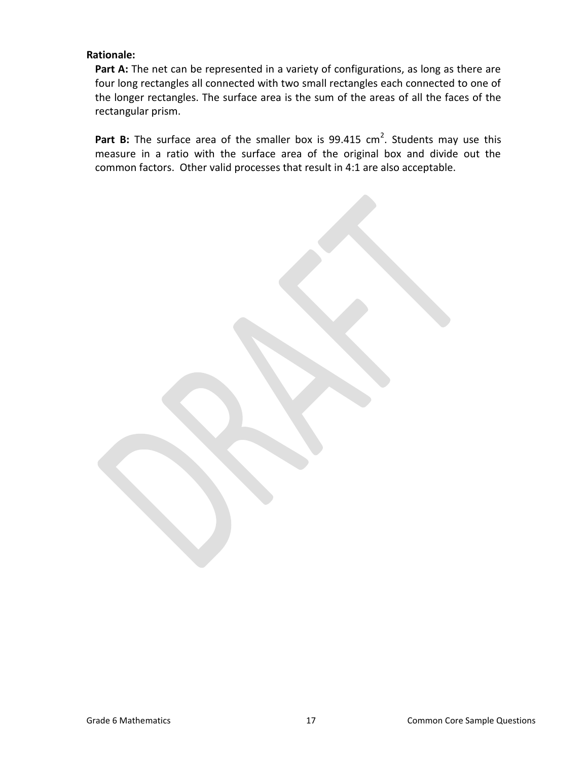**Rationale:**

**Part A:** The net can be represented in a variety of configurations, as long as there are four long rectangles all connected with two small rectangles each connected to one of the longer rectangles. The surface area is the sum of the areas of all the faces of the rectangular prism.

**Part B:** The surface area of the smaller box is 99.415 $cm^2$. Students may use this measure in a ratio with the surface area of the original box and divide out the common factors. Other valid processes that result in 4:1 are also acceptable.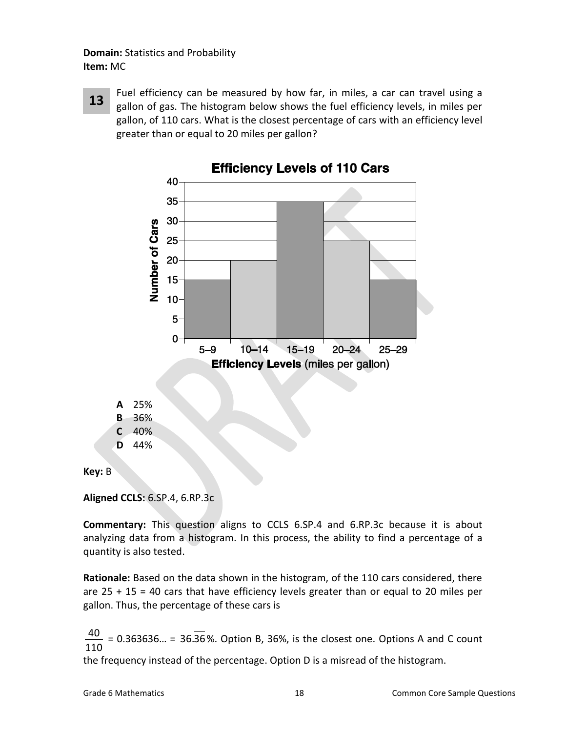**Domain:** Statistics and Probability
**Item:** MC

**13** Fuel efficiency can be measured by how far, in miles, a car can travel using a gallon of gas. The histogram below shows the fuel efficiency levels, in miles per gallon, of 110 cars. What is the closest percentage of cars with an efficiency level greater than or equal to 20 miles per gallon?

**Efficiency Levels of 110 Cars**

| Efficiency Levels (miles per gallon) | Number of Cars |
|---|---|
| 5–9 | 15 |
| 10–14 | 20 |
| 15–19 | 35 |
| 20–24 | 25 |
| 25–29 | 15 |

**A** 25%
**B** 36%
**C** 40%
**D** 44%

**Key:** B

**Aligned CCLS:** 6.SP.4, 6.RP.3c

**Commentary:** This question aligns to CCLS 6.SP.4 and 6.RP.3c because it is about analyzing data from a histogram. In this process, the ability to find a percentage of a quantity is also tested.

**Rationale:** Based on the data shown in the histogram, of the 110 cars considered, there are 25 + 15 = 40 cars that have efficiency levels greater than or equal to 20 miles per gallon. Thus, the percentage of these cars is

$\frac{40}{110} = 0.363636\ldots = 36.\overline{36}\%$. Option B, 36%, is the closest one. Options A and C count the frequency instead of the percentage. Option D is a misread of the histogram.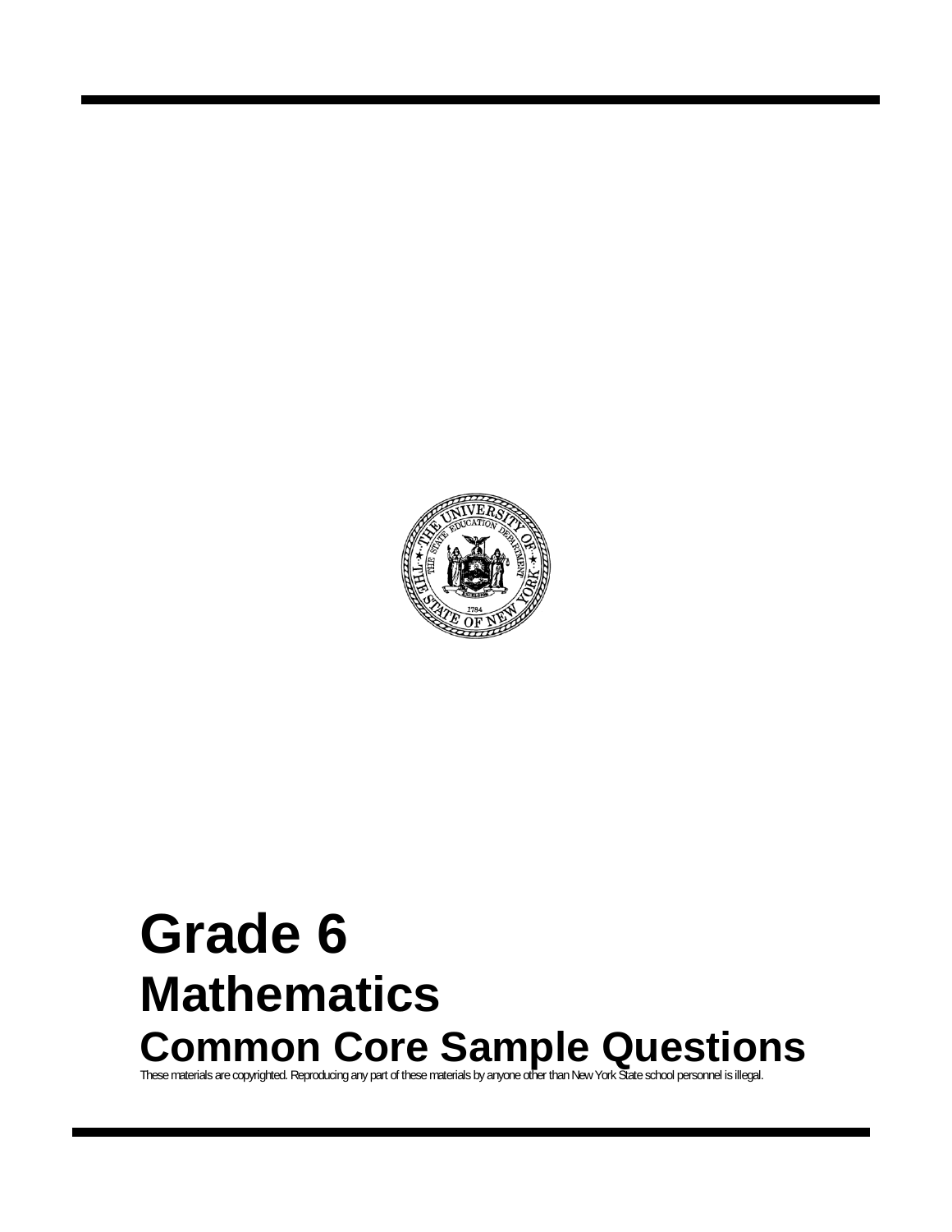# Grade 6
## Mathematics
## Common Core Sample Questions

These materials are copyrighted. Reproducing any part of these materials by anyone other than New York State school personnel is illegal.